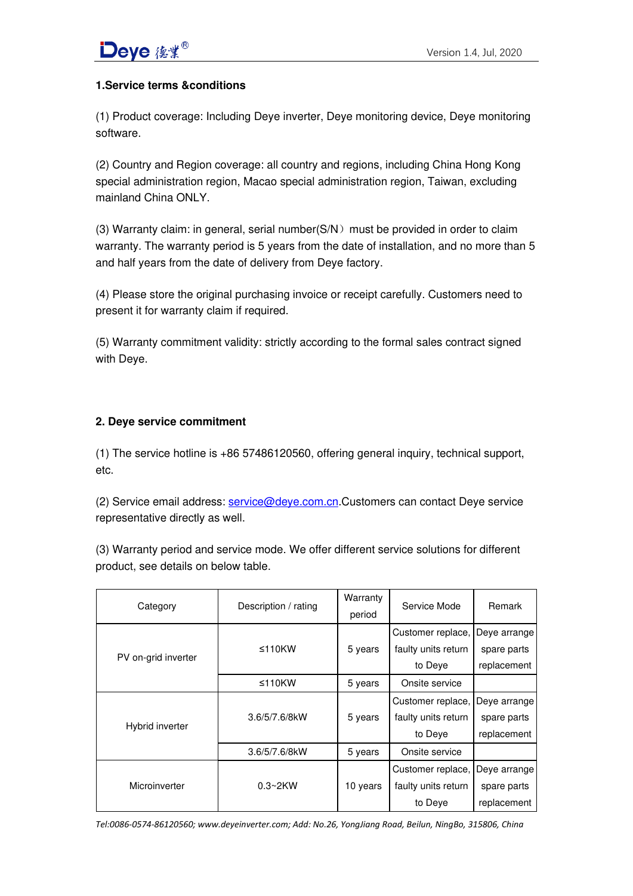### 1.Service terms &conditions

(1) Product coverage: Including Deye inverter, Deye monitoring device, Deye monitoring software.

(2) Country and Region coverage: all country and regions, including China Hong Kong special administration region, Macao special administration region, Taiwan, excluding mainland China ONLY.

(3) Warranty claim: in general, serial number(S/N）must be provided in order to claim warranty. The warranty period is 5 years from the date of installation, and no more than 5 and half years from the date of delivery from Deye factory.

(4) Please store the original purchasing invoice or receipt carefully. Customers need to present it for warranty claim if required.

(5) Warranty commitment validity: strictly according to the formal sales contract signed with Deye.

### 2. Deye service commitment

(1) The service hotline is +86 57486120560, offering general inquiry, technical support, etc.

(2) Service email address: service@deye.com.cn.Customers can contact Deye service representative directly as well.

(3) Warranty period and service mode. We offer different service solutions for different product, see details on below table.

| Category | Description / rating | Warranty period | Service Mode | Remark |
|---|---|---|---|---|
| PV on-grid inverter | ≤110KW | 5 years | Customer replace, faulty units return to Deye | Deye arrange spare parts replacement |
| | ≤110KW | 5 years | Onsite service | |
| Hybrid inverter | 3.6/5/7.6/8kW | 5 years | Customer replace, faulty units return to Deye | Deye arrange spare parts replacement |
| | 3.6/5/7.6/8kW | 5 years | Onsite service | |
| Microinverter | 0.3~2KW | 10 years | Customer replace, faulty units return to Deye | Deye arrange spare parts replacement |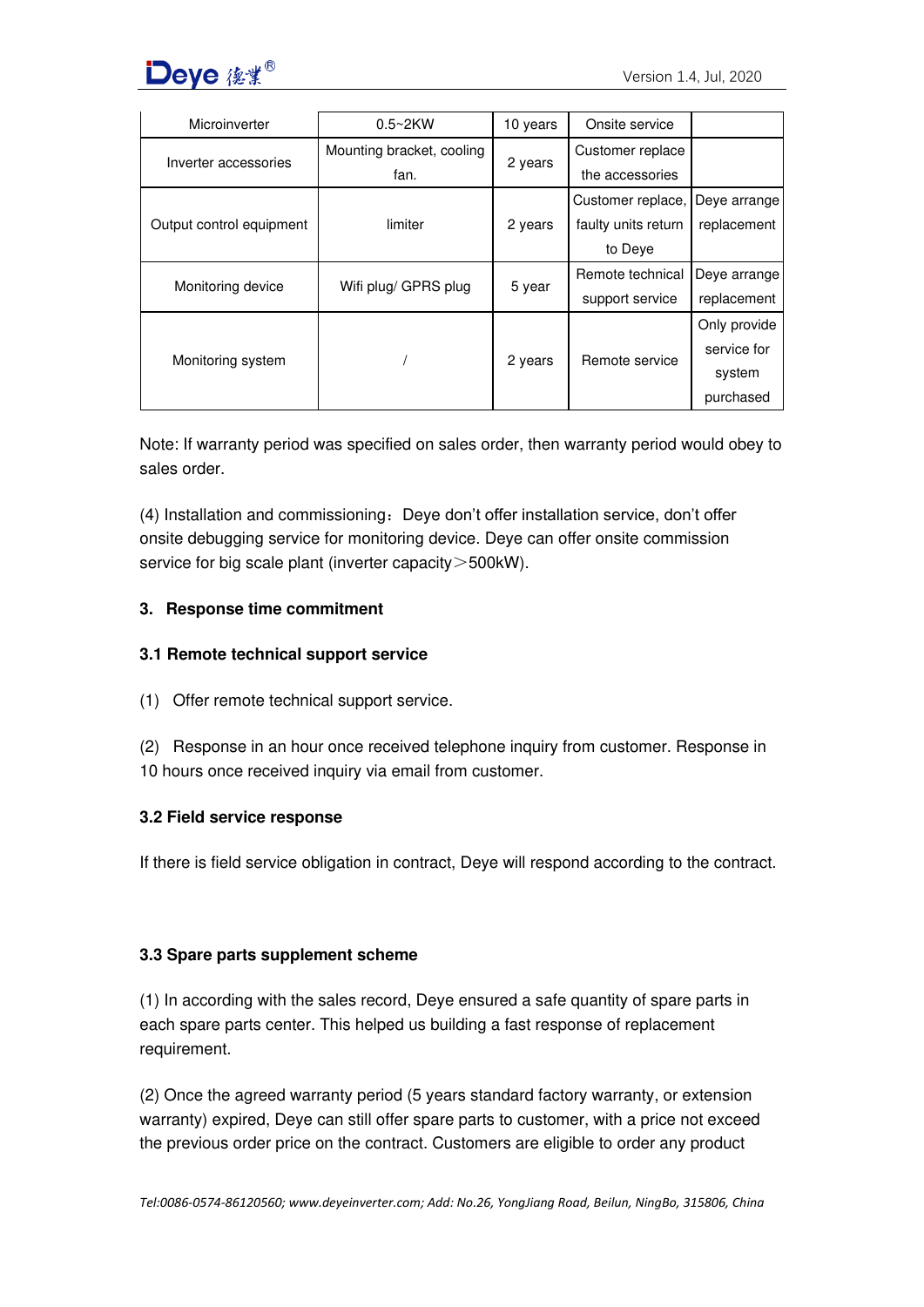| Microinverter | 0.5~2KW | 10 years | Onsite service | |
|---|---|---|---|---|
| Inverter accessories | Mounting bracket, cooling fan. | 2 years | Customer replace the accessories | |
| Output control equipment | limiter | 2 years | Customer replace, faulty units return to Deye | Deye arrange replacement |
| Monitoring device | Wifi plug/ GPRS plug | 5 year | Remote technical support service | Deye arrange replacement |
| Monitoring system | / | 2 years | Remote service | Only provide service for system purchased |

Note: If warranty period was specified on sales order, then warranty period would obey to sales order.

(4) Installation and commissioning：Deye don't offer installation service, don't offer onsite debugging service for monitoring device. Deye can offer onsite commission service for big scale plant (inverter capacity＞500kW).

### 3. Response time commitment

#### 3.1 Remote technical support service

(1) Offer remote technical support service.

(2) Response in an hour once received telephone inquiry from customer. Response in 10 hours once received inquiry via email from customer.

#### 3.2 Field service response

If there is field service obligation in contract, Deye will respond according to the contract.

#### 3.3 Spare parts supplement scheme

(1) In according with the sales record, Deye ensured a safe quantity of spare parts in each spare parts center. This helped us building a fast response of replacement requirement.

(2) Once the agreed warranty period (5 years standard factory warranty, or extension warranty) expired, Deye can still offer spare parts to customer, with a price not exceed the previous order price on the contract. Customers are eligible to order any product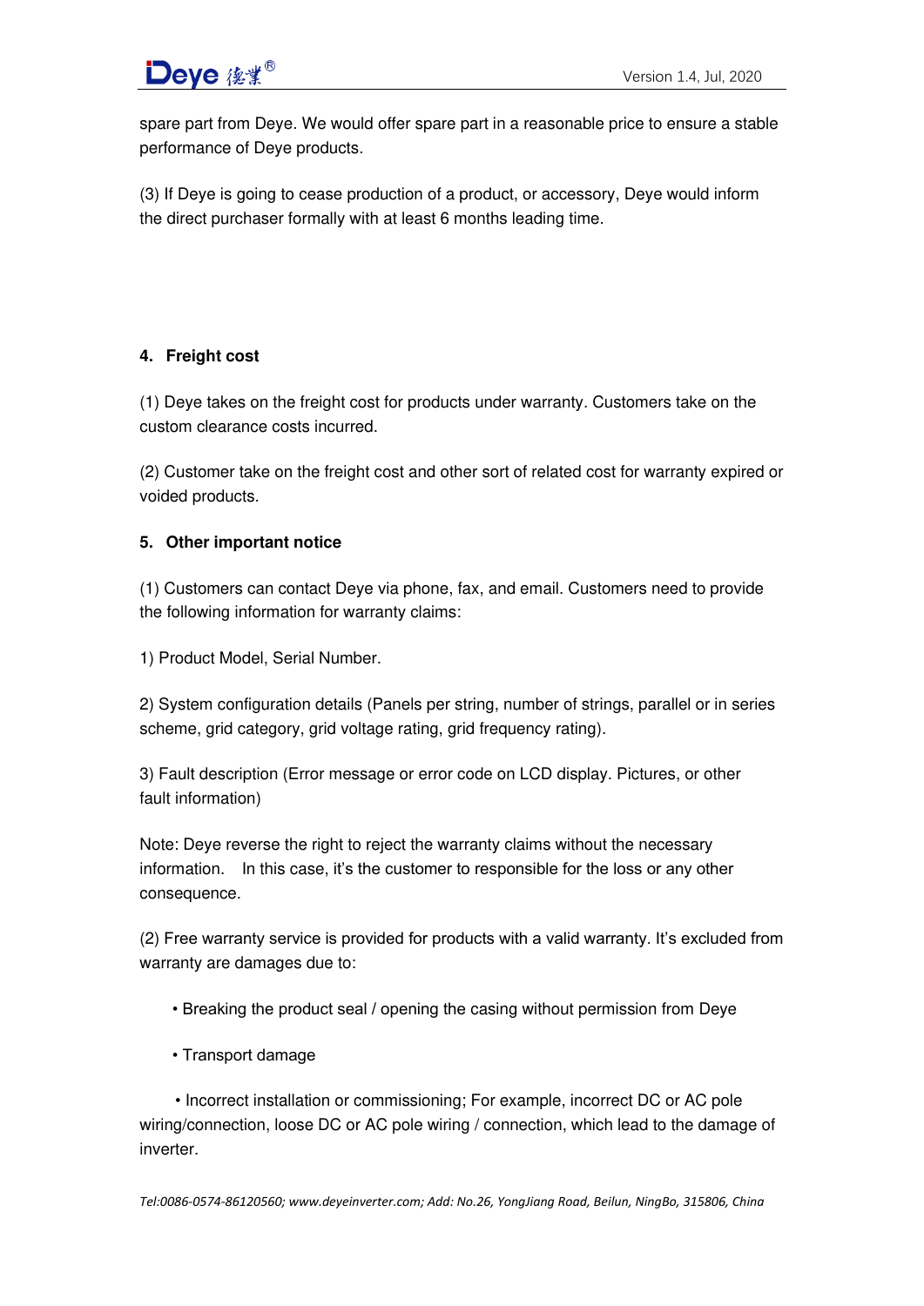spare part from Deye. We would offer spare part in a reasonable price to ensure a stable performance of Deye products.

(3) If Deye is going to cease production of a product, or accessory, Deye would inform the direct purchaser formally with at least 6 months leading time.

## 4. Freight cost

(1) Deye takes on the freight cost for products under warranty. Customers take on the custom clearance costs incurred.

(2) Customer take on the freight cost and other sort of related cost for warranty expired or voided products.

## 5. Other important notice

(1) Customers can contact Deye via phone, fax, and email. Customers need to provide the following information for warranty claims:

1) Product Model, Serial Number.

2) System configuration details (Panels per string, number of strings, parallel or in series scheme, grid category, grid voltage rating, grid frequency rating).

3) Fault description (Error message or error code on LCD display. Pictures, or other fault information)

Note: Deye reverse the right to reject the warranty claims without the necessary information. In this case, it's the customer to responsible for the loss or any other consequence.

(2) Free warranty service is provided for products with a valid warranty. It's excluded from warranty are damages due to:

- Breaking the product seal / opening the casing without permission from Deye
- Transport damage
- Incorrect installation or commissioning; For example, incorrect DC or AC pole wiring/connection, loose DC or AC pole wiring / connection, which lead to the damage of inverter.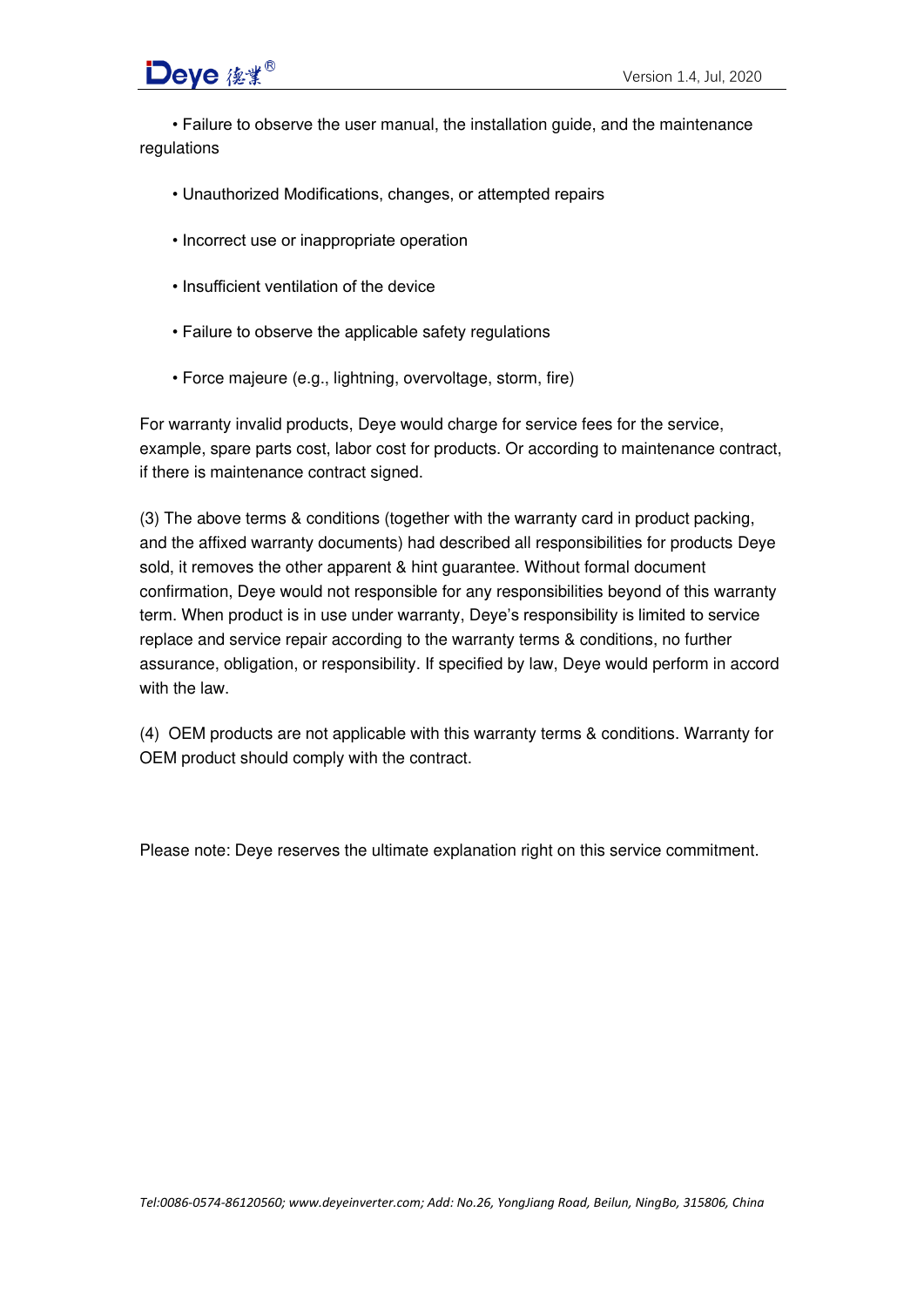- Failure to observe the user manual, the installation guide, and the maintenance regulations
- Unauthorized Modifications, changes, or attempted repairs
- Incorrect use or inappropriate operation
- Insufficient ventilation of the device
- Failure to observe the applicable safety regulations
- Force majeure (e.g., lightning, overvoltage, storm, fire)

For warranty invalid products, Deye would charge for service fees for the service, example, spare parts cost, labor cost for products. Or according to maintenance contract, if there is maintenance contract signed.

(3) The above terms & conditions (together with the warranty card in product packing, and the affixed warranty documents) had described all responsibilities for products Deye sold, it removes the other apparent & hint guarantee. Without formal document confirmation, Deye would not responsible for any responsibilities beyond of this warranty term. When product is in use under warranty, Deye's responsibility is limited to service replace and service repair according to the warranty terms & conditions, no further assurance, obligation, or responsibility. If specified by law, Deye would perform in accord with the law.

(4) OEM products are not applicable with this warranty terms & conditions. Warranty for OEM product should comply with the contract.

Please note: Deye reserves the ultimate explanation right on this service commitment.